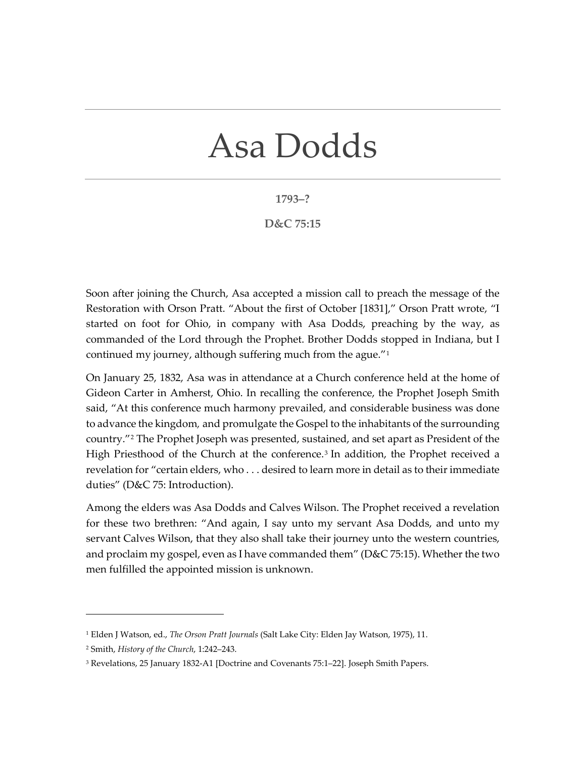# Asa Dodds

**1793–?**

**D&C 75:15**

Soon after joining the Church, Asa accepted a mission call to preach the message of the Restoration with Orson Pratt. "About the first of October [1831]," Orson Pratt wrote, "I started on foot for Ohio, in company with Asa Dodds, preaching by the way, as commanded of the Lord through the Prophet. Brother Dodds stopped in Indiana, but I continued my journey, although suffering much from the ague."[1]

On January 25, 1832, Asa was in attendance at a Church conference held at the home of Gideon Carter in Amherst, Ohio. In recalling the conference, the Prophet Joseph Smith said, "At this conference much harmony prevailed, and considerable business was done to advance the kingdom, and promulgate the Gospel to the inhabitants of the surrounding country."[2] The Prophet Joseph was presented, sustained, and set apart as President of the High Priesthood of the Church at the conference.[3] In addition, the Prophet received a revelation for "certain elders, who . . . desired to learn more in detail as to their immediate duties" (D&C 75: Introduction).

Among the elders was Asa Dodds and Calves Wilson. The Prophet received a revelation for these two brethren: "And again, I say unto my servant Asa Dodds, and unto my servant Calves Wilson, that they also shall take their journey unto the western countries, and proclaim my gospel, even as I have commanded them" (D&C 75:15). Whether the two men fulfilled the appointed mission is unknown.

---

[1] Elden J Watson, ed., *The Orson Pratt Journals* (Salt Lake City: Elden Jay Watson, 1975), 11.

[2] Smith, *History of the Church*, 1:242–243.

[3] Revelations, 25 January 1832-A1 [Doctrine and Covenants 75:1–22]. Joseph Smith Papers.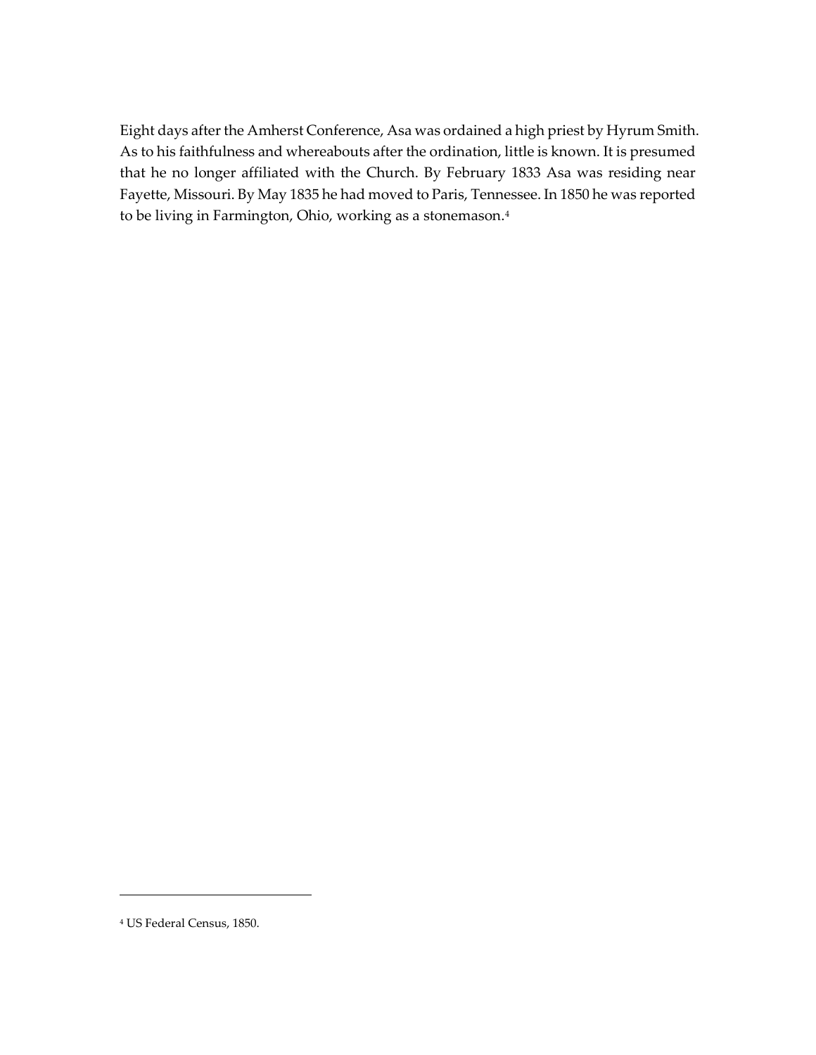Eight days after the Amherst Conference, Asa was ordained a high priest by Hyrum Smith. As to his faithfulness and whereabouts after the ordination, little is known. It is presumed that he no longer affiliated with the Church. By February 1833 Asa was residing near Fayette, Missouri. By May 1835 he had moved to Paris, Tennessee. In 1850 he was reported to be living in Farmington, Ohio, working as a stonemason.[4]

---

[4] US Federal Census, 1850.